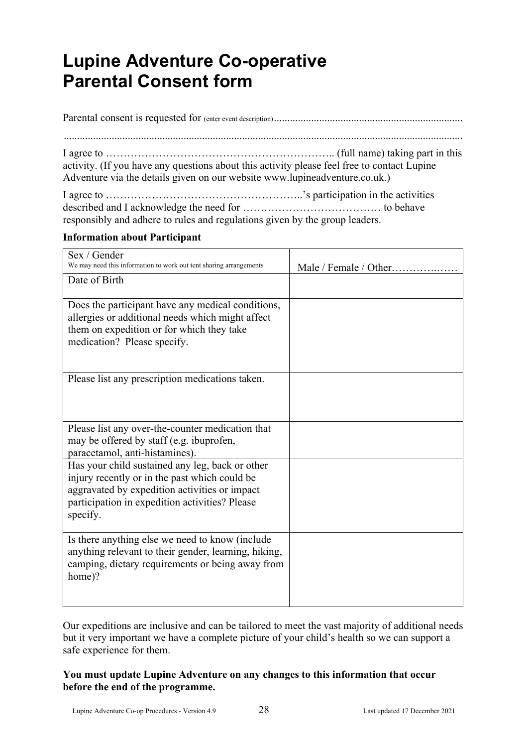# Lupine Adventure Co-operative Parental Consent form

Parental consent is requested for (enter event description).......................................................................

.....................................................................................................................................................

I agree to ……………………………………………………….. (full name) taking part in this activity. (If you have any questions about this activity please feel free to contact Lupine Adventure via the details given on our website www.lupineadventure.co.uk.)

I agree to ………………………………………………..'s participation in the activities described and I acknowledge the need for ………………………………… to behave responsibly and adhere to rules and regulations given by the group leaders.

**Information about Participant**

| | |
|---|---|
| Sex / Gender<br>We may need this information to work out tent sharing arrangements | Male / Female / Other……………… |
| Date of Birth | |
| Does the participant have any medical conditions, allergies or additional needs which might affect them on expedition or for which they take medication? Please specify. | |
| Please list any prescription medications taken. | |
| Please list any over-the-counter medication that may be offered by staff (e.g. ibuprofen, paracetamol, anti-histamines). | |
| Has your child sustained any leg, back or other injury recently or in the past which could be aggravated by expedition activities or impact participation in expedition activities? Please specify. | |
| Is there anything else we need to know (include anything relevant to their gender, learning, hiking, camping, dietary requirements or being away from home)? | |

Our expeditions are inclusive and can be tailored to meet the vast majority of additional needs but it very important we have a complete picture of your child's health so we can support a safe experience for them.

**You must update Lupine Adventure on any changes to this information that occur before the end of the programme.**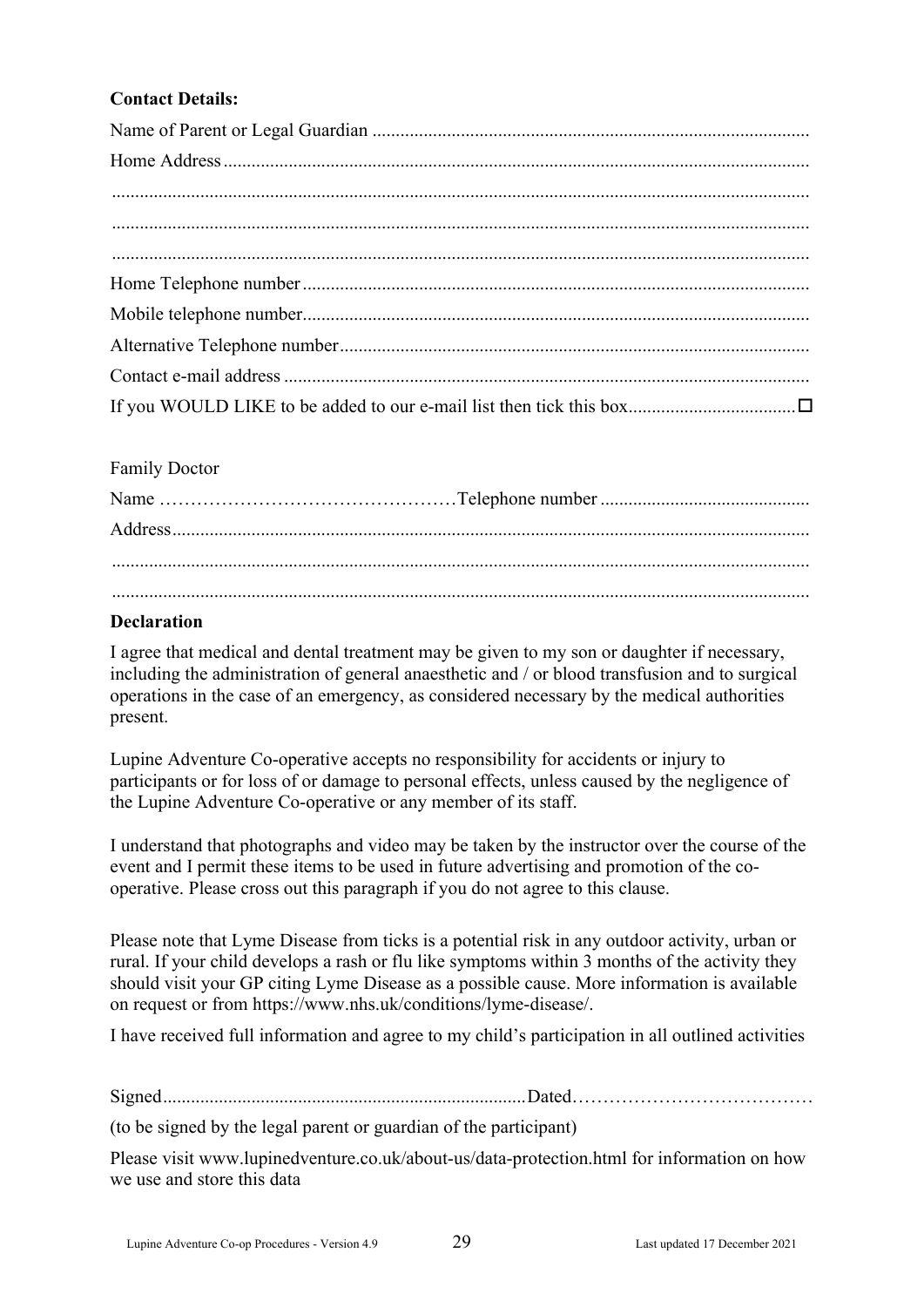**Contact Details:**

Name of Parent or Legal Guardian ..............................................................................................

Home Address ..............................................................................................................................

.....................................................................................................................................................

.....................................................................................................................................................

.....................................................................................................................................................

Home Telephone number .............................................................................................................

Mobile telephone number.............................................................................................................

Alternative Telephone number......................................................................................................

Contact e-mail address .................................................................................................................

If you WOULD LIKE to be added to our e-mail list then tick this box.................................... ☐

Family Doctor

Name …………………………………………Telephone number .............................................

Address.........................................................................................................................................

.....................................................................................................................................................

.....................................................................................................................................................

**Declaration**

I agree that medical and dental treatment may be given to my son or daughter if necessary, including the administration of general anaesthetic and / or blood transfusion and to surgical operations in the case of an emergency, as considered necessary by the medical authorities present.

Lupine Adventure Co-operative accepts no responsibility for accidents or injury to participants or for loss of or damage to personal effects, unless caused by the negligence of the Lupine Adventure Co-operative or any member of its staff.

I understand that photographs and video may be taken by the instructor over the course of the event and I permit these items to be used in future advertising and promotion of the co-operative. Please cross out this paragraph if you do not agree to this clause.

Please note that Lyme Disease from ticks is a potential risk in any outdoor activity, urban or rural. If your child develops a rash or flu like symptoms within 3 months of the activity they should visit your GP citing Lyme Disease as a possible cause. More information is available on request or from https://www.nhs.uk/conditions/lyme-disease/.

I have received full information and agree to my child's participation in all outlined activities

Signed.............................................................................Dated…………………………………

(to be signed by the legal parent or guardian of the participant)

Please visit www.lupinedventure.co.uk/about-us/data-protection.html for information on how we use and store this data